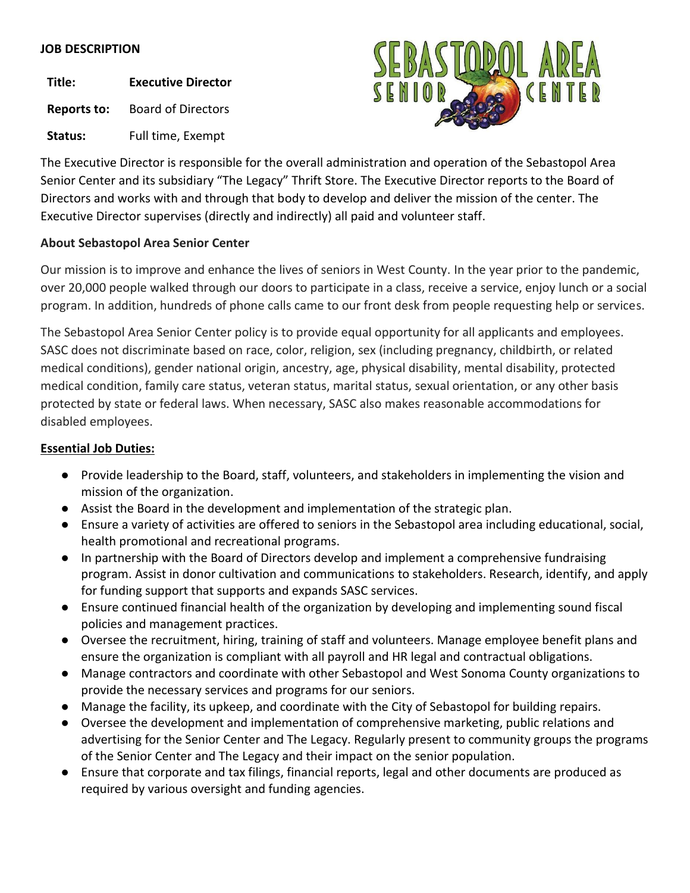**JOB DESCRIPTION**

| | |
|---|---|
| **Title:** | **Executive Director** |
| **Reports to:** | Board of Directors |
| **Status:** | Full time, Exempt |

The Executive Director is responsible for the overall administration and operation of the Sebastopol Area Senior Center and its subsidiary "The Legacy" Thrift Store. The Executive Director reports to the Board of Directors and works with and through that body to develop and deliver the mission of the center. The Executive Director supervises (directly and indirectly) all paid and volunteer staff.

**About Sebastopol Area Senior Center**

Our mission is to improve and enhance the lives of seniors in West County. In the year prior to the pandemic, over 20,000 people walked through our doors to participate in a class, receive a service, enjoy lunch or a social program. In addition, hundreds of phone calls came to our front desk from people requesting help or services.

The Sebastopol Area Senior Center policy is to provide equal opportunity for all applicants and employees. SASC does not discriminate based on race, color, religion, sex (including pregnancy, childbirth, or related medical conditions), gender national origin, ancestry, age, physical disability, mental disability, protected medical condition, family care status, veteran status, marital status, sexual orientation, or any other basis protected by state or federal laws. When necessary, SASC also makes reasonable accommodations for disabled employees.

**Essential Job Duties:**

- Provide leadership to the Board, staff, volunteers, and stakeholders in implementing the vision and mission of the organization.
- Assist the Board in the development and implementation of the strategic plan.
- Ensure a variety of activities are offered to seniors in the Sebastopol area including educational, social, health promotional and recreational programs.
- In partnership with the Board of Directors develop and implement a comprehensive fundraising program. Assist in donor cultivation and communications to stakeholders. Research, identify, and apply for funding support that supports and expands SASC services.
- Ensure continued financial health of the organization by developing and implementing sound fiscal policies and management practices.
- Oversee the recruitment, hiring, training of staff and volunteers. Manage employee benefit plans and ensure the organization is compliant with all payroll and HR legal and contractual obligations.
- Manage contractors and coordinate with other Sebastopol and West Sonoma County organizations to provide the necessary services and programs for our seniors.
- Manage the facility, its upkeep, and coordinate with the City of Sebastopol for building repairs.
- Oversee the development and implementation of comprehensive marketing, public relations and advertising for the Senior Center and The Legacy. Regularly present to community groups the programs of the Senior Center and The Legacy and their impact on the senior population.
- Ensure that corporate and tax filings, financial reports, legal and other documents are produced as required by various oversight and funding agencies.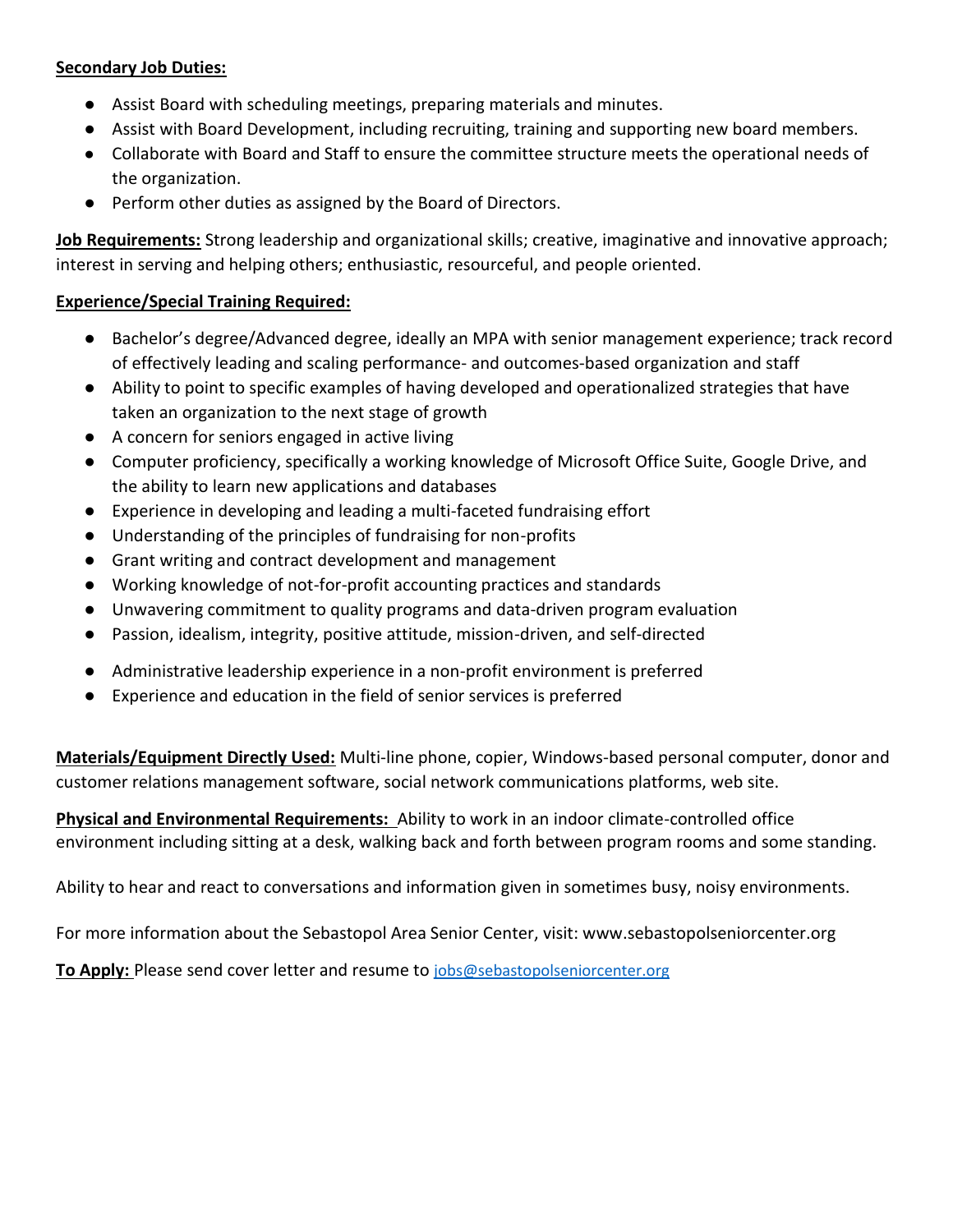**Secondary Job Duties:**

- Assist Board with scheduling meetings, preparing materials and minutes.
- Assist with Board Development, including recruiting, training and supporting new board members.
- Collaborate with Board and Staff to ensure the committee structure meets the operational needs of the organization.
- Perform other duties as assigned by the Board of Directors.

**Job Requirements:** Strong leadership and organizational skills; creative, imaginative and innovative approach; interest in serving and helping others; enthusiastic, resourceful, and people oriented.

**Experience/Special Training Required:**

- Bachelor's degree/Advanced degree, ideally an MPA with senior management experience; track record of effectively leading and scaling performance- and outcomes-based organization and staff
- Ability to point to specific examples of having developed and operationalized strategies that have taken an organization to the next stage of growth
- A concern for seniors engaged in active living
- Computer proficiency, specifically a working knowledge of Microsoft Office Suite, Google Drive, and the ability to learn new applications and databases
- Experience in developing and leading a multi-faceted fundraising effort
- Understanding of the principles of fundraising for non-profits
- Grant writing and contract development and management
- Working knowledge of not-for-profit accounting practices and standards
- Unwavering commitment to quality programs and data-driven program evaluation
- Passion, idealism, integrity, positive attitude, mission-driven, and self-directed
- Administrative leadership experience in a non-profit environment is preferred
- Experience and education in the field of senior services is preferred

**Materials/Equipment Directly Used:** Multi-line phone, copier, Windows-based personal computer, donor and customer relations management software, social network communications platforms, web site.

**Physical and Environmental Requirements:** Ability to work in an indoor climate-controlled office environment including sitting at a desk, walking back and forth between program rooms and some standing.

Ability to hear and react to conversations and information given in sometimes busy, noisy environments.

For more information about the Sebastopol Area Senior Center, visit: www.sebastopolseniorcenter.org

**To Apply:** Please send cover letter and resume to jobs@sebastopolseniorcenter.org